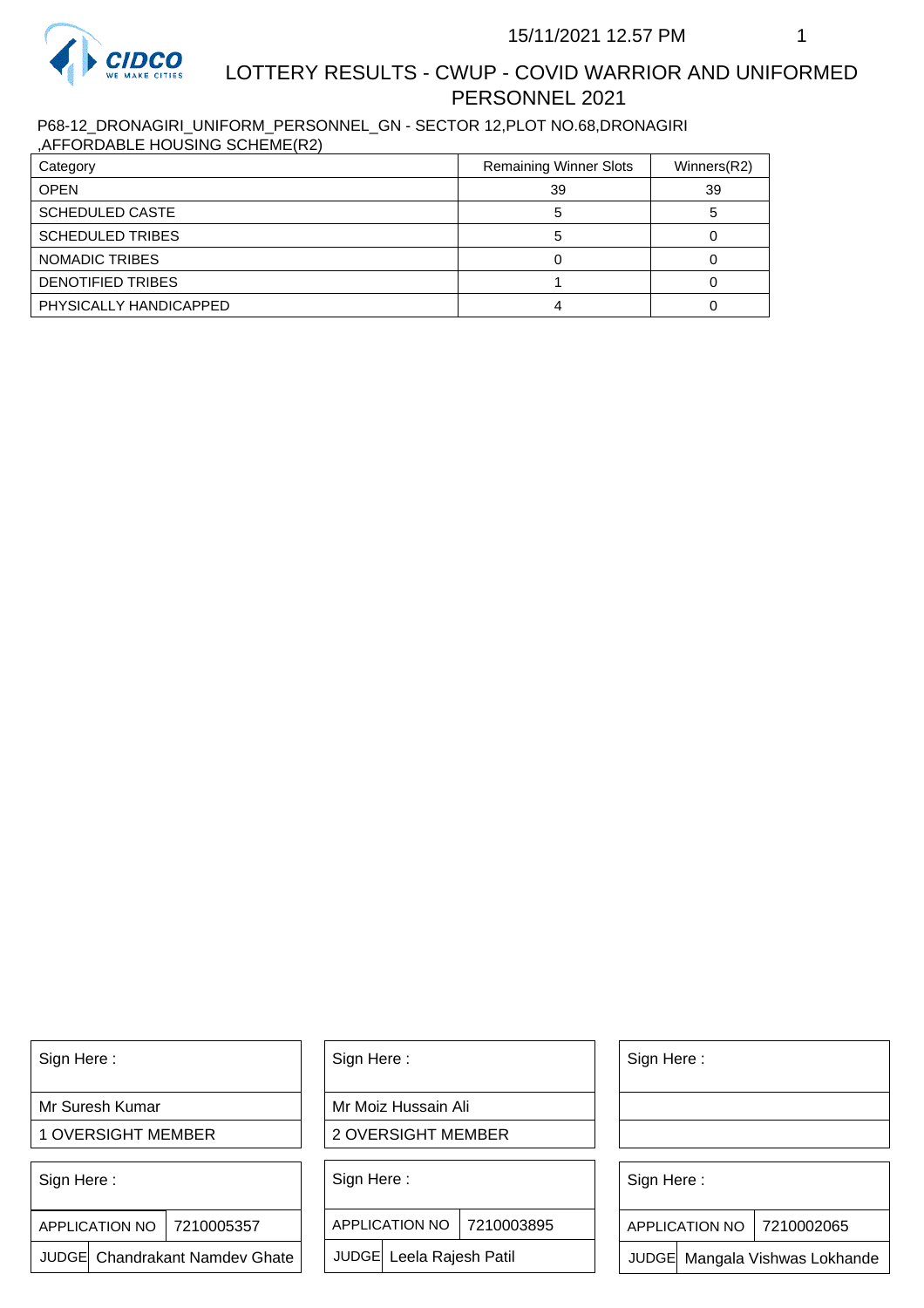15/11/2021 12.57 PM

# LOTTERY RESULTS - CWUP - COVID WARRIOR AND UNIFORMED PERSONNEL 2021

P68-12_DRONAGIRI_UNIFORM_PERSONNEL_GN - SECTOR 12,PLOT NO.68,DRONAGIRI ,AFFORDABLE HOUSING SCHEME(R2)

| Category | Remaining Winner Slots | Winners(R2) |
|---|---|---|
| OPEN | 39 | 39 |
| SCHEDULED CASTE | 5 | 5 |
| SCHEDULED TRIBES | 5 | 0 |
| NOMADIC TRIBES | 0 | 0 |
| DENOTIFIED TRIBES | 1 | 0 |
| PHYSICALLY HANDICAPPED | 4 | 0 |

| Sign Here : | Sign Here : | Sign Here : |
|---|---|---|
| Mr Suresh Kumar | Mr Moiz Hussain Ali | |
| 1 OVERSIGHT MEMBER | 2 OVERSIGHT MEMBER | |

| Sign Here : | | Sign Here : | | Sign Here : | |
|---|---|---|---|---|---|
| APPLICATION NO | 7210005357 | APPLICATION NO | 7210003895 | APPLICATION NO | 7210002065 |
| JUDGE | Chandrakant Namdev Ghate | JUDGE | Leela Rajesh Patil | JUDGE | Mangala Vishwas Lokhande |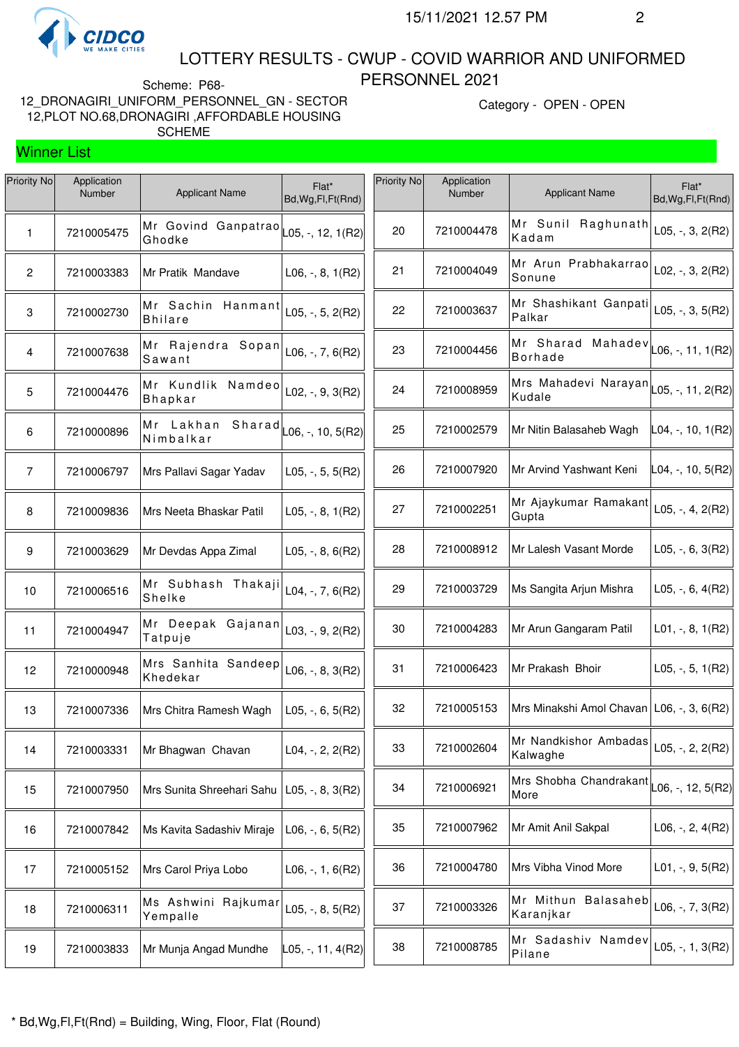# LOTTERY RESULTS - CWUP - COVID WARRIOR AND UNIFORMED PERSONNEL 2021

Scheme: P68-12_DRONAGIRI_UNIFORM_PERSONNEL_GN - SECTOR 12,PLOT NO.68,DRONAGIRI ,AFFORDABLE HOUSING SCHEME

Category - OPEN - OPEN

## Winner List

| Priority No | Application Number | Applicant Name | Flat* Bd,Wg,Fl,Ft(Rnd) |
|---|---|---|---|
| 1 | 7210005475 | Mr Govind Ganpatrao Ghodke | L05, -, 12, 1(R2) |
| 2 | 7210003383 | Mr Pratik Mandave | L06, -, 8, 1(R2) |
| 3 | 7210002730 | Mr Sachin Hanmant Bhilare | L05, -, 5, 2(R2) |
| 4 | 7210007638 | Mr Rajendra Sopan Sawant | L06, -, 7, 6(R2) |
| 5 | 7210004476 | Mr Kundlik Namdeo Bhapkar | L02, -, 9, 3(R2) |
| 6 | 7210000896 | Mr Lakhan Sharad Nimbalkar | L06, -, 10, 5(R2) |
| 7 | 7210006797 | Mrs Pallavi Sagar Yadav | L05, -, 5, 5(R2) |
| 8 | 7210009836 | Mrs Neeta Bhaskar Patil | L05, -, 8, 1(R2) |
| 9 | 7210003629 | Mr Devdas Appa Zimal | L05, -, 8, 6(R2) |
| 10 | 7210006516 | Mr Subhash Thakaji Shelke | L04, -, 7, 6(R2) |
| 11 | 7210004947 | Mr Deepak Gajanan Tatpuje | L03, -, 9, 2(R2) |
| 12 | 7210000948 | Mrs Sanhita Sandeep Khedekar | L06, -, 8, 3(R2) |
| 13 | 7210007336 | Mrs Chitra Ramesh Wagh | L05, -, 6, 5(R2) |
| 14 | 7210003331 | Mr Bhagwan Chavan | L04, -, 2, 2(R2) |
| 15 | 7210007950 | Mrs Sunita Shreehari Sahu | L05, -, 8, 3(R2) |
| 16 | 7210007842 | Ms Kavita Sadashiv Miraje | L06, -, 6, 5(R2) |
| 17 | 7210005152 | Mrs Carol Priya Lobo | L06, -, 1, 6(R2) |
| 18 | 7210006311 | Ms Ashwini Rajkumar Yempalle | L05, -, 8, 5(R2) |
| 19 | 7210003833 | Mr Munja Angad Mundhe | L05, -, 11, 4(R2) |
| 20 | 7210004478 | Mr Sunil Raghunath Kadam | L05, -, 3, 2(R2) |
| 21 | 7210004049 | Mr Arun Prabhakarrao Sonune | L02, -, 3, 2(R2) |
| 22 | 7210003637 | Mr Shashikant Ganpati Palkar | L05, -, 3, 5(R2) |
| 23 | 7210004456 | Mr Sharad Mahadev Borhade | L06, -, 11, 1(R2) |
| 24 | 7210008959 | Mrs Mahadevi Narayan Kudale | L05, -, 11, 2(R2) |
| 25 | 7210002579 | Mr Nitin Balasaheb Wagh | L04, -, 10, 1(R2) |
| 26 | 7210007920 | Mr Arvind Yashwant Keni | L04, -, 10, 5(R2) |
| 27 | 7210002251 | Mr Ajaykumar Ramakant Gupta | L05, -, 4, 2(R2) |
| 28 | 7210008912 | Mr Lalesh Vasant Morde | L05, -, 6, 3(R2) |
| 29 | 7210003729 | Ms Sangita Arjun Mishra | L05, -, 6, 4(R2) |
| 30 | 7210004283 | Mr Arun Gangaram Patil | L01, -, 8, 1(R2) |
| 31 | 7210006423 | Mr Prakash Bhoir | L05, -, 5, 1(R2) |
| 32 | 7210005153 | Mrs Minakshi Amol Chavan | L06, -, 3, 6(R2) |
| 33 | 7210002604 | Mr Nandkishor Ambadas Kalwaghe | L05, -, 2, 2(R2) |
| 34 | 7210006921 | Mrs Shobha Chandrakant More | L06, -, 12, 5(R2) |
| 35 | 7210007962 | Mr Amit Anil Sakpal | L06, -, 2, 4(R2) |
| 36 | 7210004780 | Mrs Vibha Vinod More | L01, -, 9, 5(R2) |
| 37 | 7210003326 | Mr Mithun Balasaheb Karanjkar | L06, -, 7, 3(R2) |
| 38 | 7210008785 | Mr Sadashiv Namdev Pilane | L05, -, 1, 3(R2) |

* Bd,Wg,Fl,Ft(Rnd) = Building, Wing, Floor, Flat (Round)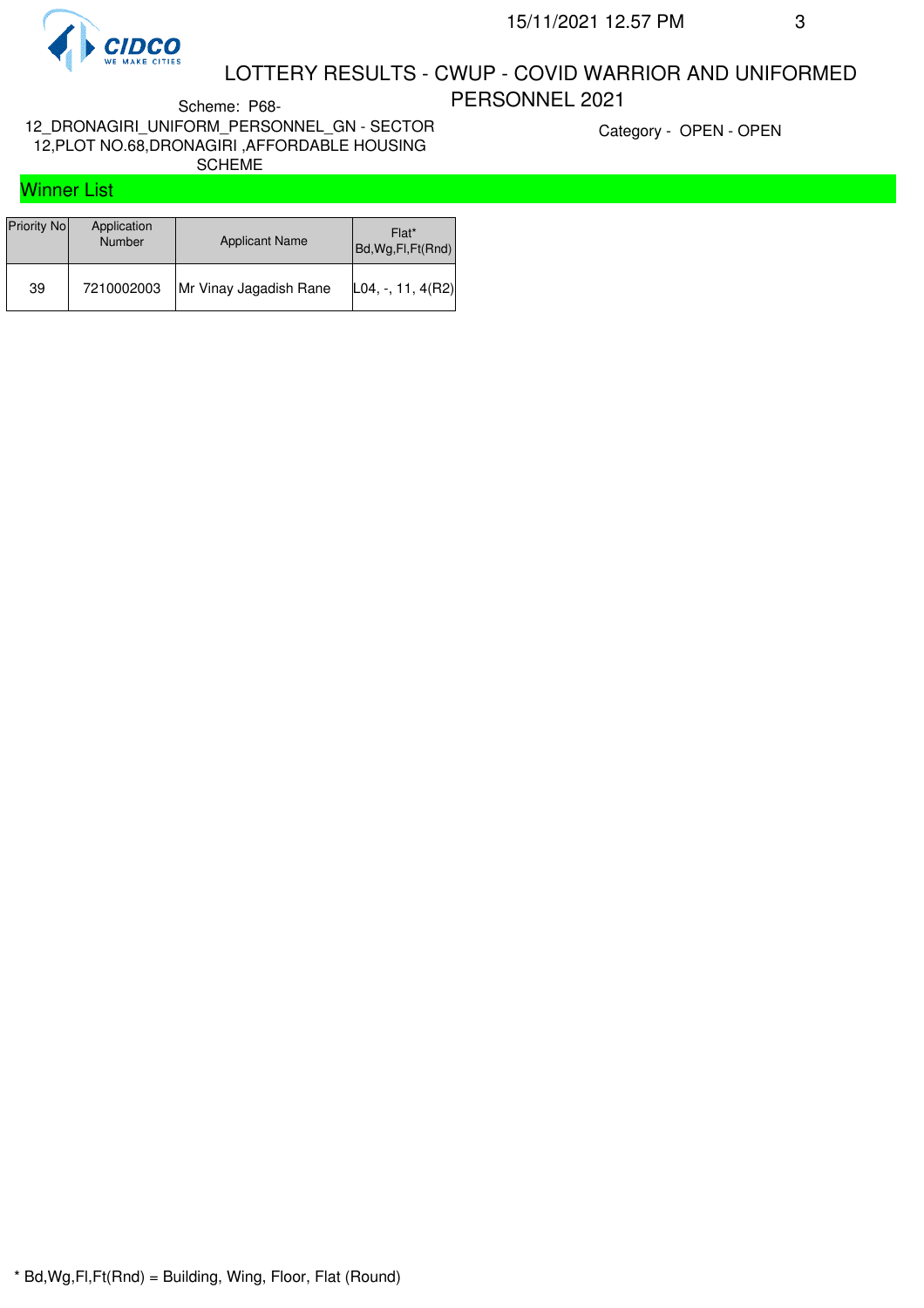# LOTTERY RESULTS - CWUP - COVID WARRIOR AND UNIFORMED PERSONNEL 2021

Scheme: P68-12_DRONAGIRI_UNIFORM_PERSONNEL_GN - SECTOR 12,PLOT NO.68,DRONAGIRI ,AFFORDABLE HOUSING SCHEME

Category - OPEN - OPEN

## Winner List

| Priority No | Application Number | Applicant Name | Flat* Bd,Wg,Fl,Ft(Rnd) |
|---|---|---|---|
| 39 | 7210002003 | Mr Vinay Jagadish Rane | L04, -, 11, 4(R2) |

* Bd,Wg,Fl,Ft(Rnd) = Building, Wing, Floor, Flat (Round)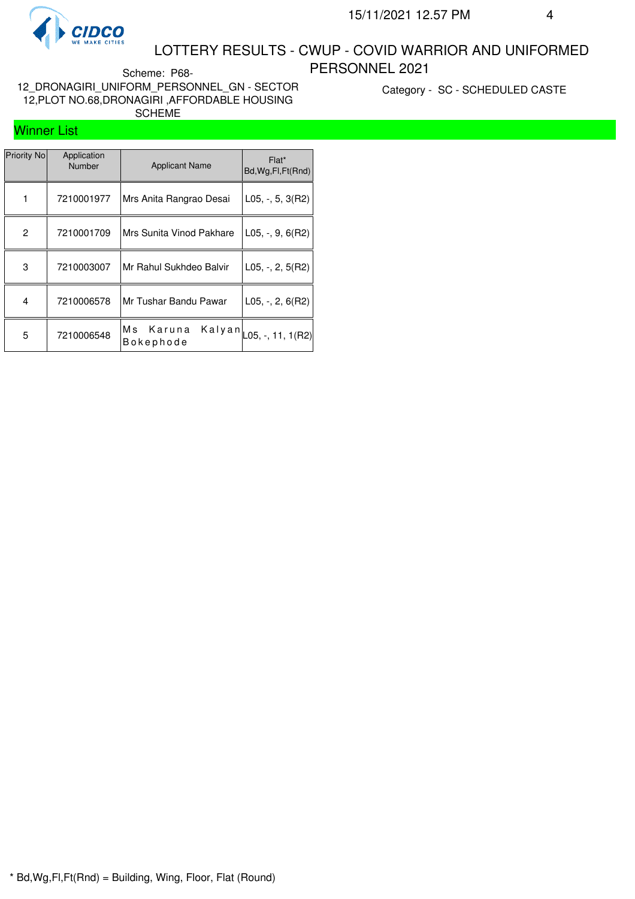# LOTTERY RESULTS - CWUP - COVID WARRIOR AND UNIFORMED PERSONNEL 2021

Scheme: P68-12_DRONAGIRI_UNIFORM_PERSONNEL_GN - SECTOR 12,PLOT NO.68,DRONAGIRI ,AFFORDABLE HOUSING SCHEME

Category - SC - SCHEDULED CASTE

## Winner List

| Priority No | Application Number | Applicant Name | Flat* Bd,Wg,Fl,Ft(Rnd) |
|---|---|---|---|
| 1 | 7210001977 | Mrs Anita Rangrao Desai | L05, -, 5, 3(R2) |
| 2 | 7210001709 | Mrs Sunita Vinod Pakhare | L05, -, 9, 6(R2) |
| 3 | 7210003007 | Mr Rahul Sukhdeo Balvir | L05, -, 2, 5(R2) |
| 4 | 7210006578 | Mr Tushar Bandu Pawar | L05, -, 2, 6(R2) |
| 5 | 7210006548 | Ms Karuna Kalyan Bokephode | L05, -, 11, 1(R2) |

* Bd,Wg,Fl,Ft(Rnd) = Building, Wing, Floor, Flat (Round)